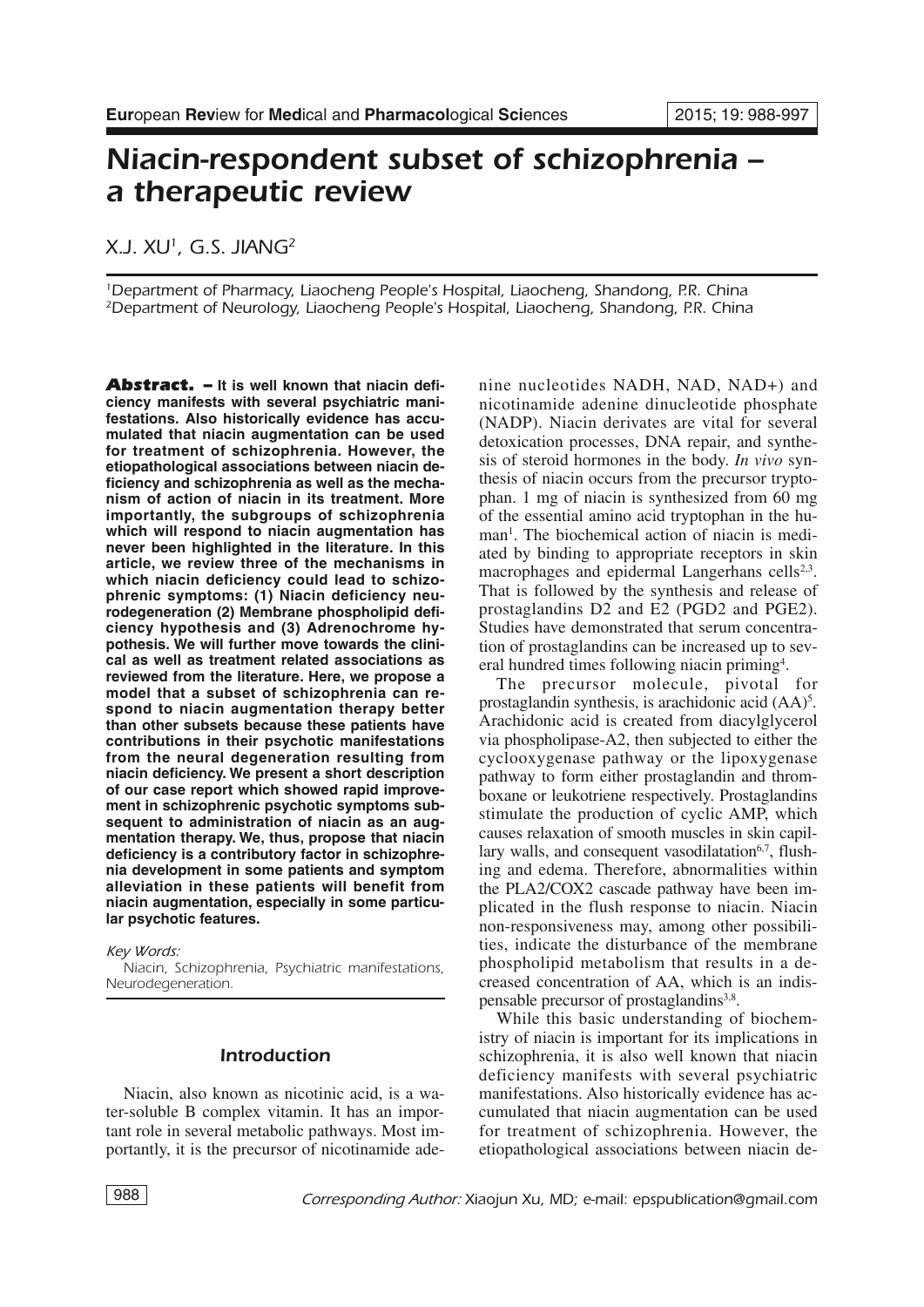# Niacin-respondent subset of schizophrenia – a therapeutic review

X.J. XU[1], G.S. JIANG[2]

[1]Department of Pharmacy, Liaocheng People's Hospital, Liaocheng, Shandong, P.R. China
[2]Department of Neurology, Liaocheng People's Hospital, Liaocheng, Shandong, P.R. China

**Abstract. – It is well known that niacin deficiency manifests with several psychiatric manifestations. Also historically evidence has accumulated that niacin augmentation can be used for treatment of schizophrenia. However, the etiopathological associations between niacin deficiency and schizophrenia as well as the mechanism of action of niacin in its treatment. More importantly, the subgroups of schizophrenia which will respond to niacin augmentation has never been highlighted in the literature. In this article, we review three of the mechanisms in which niacin deficiency could lead to schizophrenic symptoms: (1) Niacin deficiency neurodegeneration (2) Membrane phospholipid deficiency hypothesis and (3) Adrenochrome hypothesis. We will further move towards the clinical as well as treatment related associations as reviewed from the literature. Here, we propose a model that a subset of schizophrenia can respond to niacin augmentation therapy better than other subsets because these patients have contributions in their psychotic manifestations from the neural degeneration resulting from niacin deficiency. We present a short description of our case report which showed rapid improvement in schizophrenic psychotic symptoms subsequent to administration of niacin as an augmentation therapy. We, thus, propose that niacin deficiency is a contributory factor in schizophrenia development in some patients and symptom alleviation in these patients will benefit from niacin augmentation, especially in some particular psychotic features.**

*Key Words:*

Niacin, Schizophrenia, Psychiatric manifestations, Neurodegeneration.

## Introduction

Niacin, also known as nicotinic acid, is a water-soluble B complex vitamin. It has an important role in several metabolic pathways. Most importantly, it is the precursor of nicotinamide adenine nucleotides NADH, NAD, NAD+) and nicotinamide adenine dinucleotide phosphate (NADP). Niacin derivates are vital for several detoxication processes, DNA repair, and synthesis of steroid hormones in the body. *In vivo* synthesis of niacin occurs from the precursor tryptophan. 1 mg of niacin is synthesized from 60 mg of the essential amino acid tryptophan in the human[1]. The biochemical action of niacin is mediated by binding to appropriate receptors in skin macrophages and epidermal Langerhans cells[2,3]. That is followed by the synthesis and release of prostaglandins D2 and E2 (PGD2 and PGE2). Studies have demonstrated that serum concentration of prostaglandins can be increased up to several hundred times following niacin priming[4].

The precursor molecule, pivotal for prostaglandin synthesis, is arachidonic acid (AA)[5]. Arachidonic acid is created from diacylglycerol via phospholipase-A2, then subjected to either the cyclooxygenase pathway or the lipoxygenase pathway to form either prostaglandin and thromboxane or leukotriene respectively. Prostaglandins stimulate the production of cyclic AMP, which causes relaxation of smooth muscles in skin capillary walls, and consequent vasodilatation[6,7], flushing and edema. Therefore, abnormalities within the PLA2/COX2 cascade pathway have been implicated in the flush response to niacin. Niacin non-responsiveness may, among other possibilities, indicate the disturbance of the membrane phospholipid metabolism that results in a decreased concentration of AA, which is an indispensable precursor of prostaglandins[3,8].

While this basic understanding of biochemistry of niacin is important for its implications in schizophrenia, it is also well known that niacin deficiency manifests with several psychiatric manifestations. Also historically evidence has accumulated that niacin augmentation can be used for treatment of schizophrenia. However, the etiopathological associations between niacin de-

*Corresponding Author:* Xiaojun Xu, MD; e-mail: epspublication@gmail.com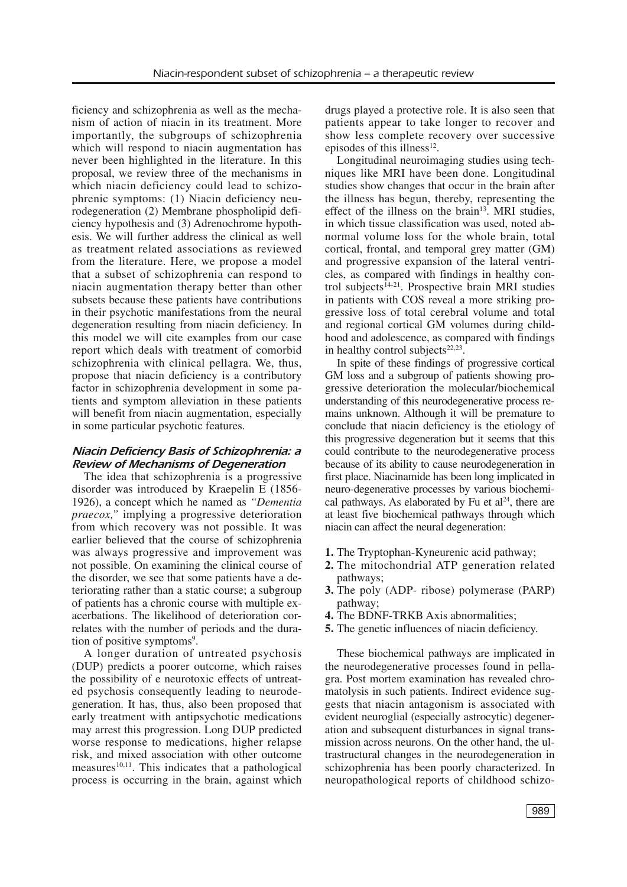ficiency and schizophrenia as well as the mechanism of action of niacin in its treatment. More importantly, the subgroups of schizophrenia which will respond to niacin augmentation has never been highlighted in the literature. In this proposal, we review three of the mechanisms in which niacin deficiency could lead to schizophrenic symptoms: (1) Niacin deficiency neurodegeneration (2) Membrane phospholipid deficiency hypothesis and (3) Adrenochrome hypothesis. We will further address the clinical as well as treatment related associations as reviewed from the literature. Here, we propose a model that a subset of schizophrenia can respond to niacin augmentation therapy better than other subsets because these patients have contributions in their psychotic manifestations from the neural degeneration resulting from niacin deficiency. In this model we will cite examples from our case report which deals with treatment of comorbid schizophrenia with clinical pellagra. We, thus, propose that niacin deficiency is a contributory factor in schizophrenia development in some patients and symptom alleviation in these patients will benefit from niacin augmentation, especially in some particular psychotic features.

## *Niacin Deficiency Basis of Schizophrenia: a Review of Mechanisms of Degeneration*

The idea that schizophrenia is a progressive disorder was introduced by Kraepelin E (1856-1926), a concept which he named as *"Dementia praecox,"* implying a progressive deterioration from which recovery was not possible. It was earlier believed that the course of schizophrenia was always progressive and improvement was not possible. On examining the clinical course of the disorder, we see that some patients have a deteriorating rather than a static course; a subgroup of patients has a chronic course with multiple exacerbations. The likelihood of deterioration correlates with the number of periods and the duration of positive symptoms[9].

A longer duration of untreated psychosis (DUP) predicts a poorer outcome, which raises the possibility of e neurotoxic effects of untreated psychosis consequently leading to neurodegeneration. It has, thus, also been proposed that early treatment with antipsychotic medications may arrest this progression. Long DUP predicted worse response to medications, higher relapse risk, and mixed association with other outcome measures[10,11]. This indicates that a pathological process is occurring in the brain, against which drugs played a protective role. It is also seen that patients appear to take longer to recover and show less complete recovery over successive episodes of this illness[12].

Longitudinal neuroimaging studies using techniques like MRI have been done. Longitudinal studies show changes that occur in the brain after the illness has begun, thereby, representing the effect of the illness on the brain[13]. MRI studies, in which tissue classification was used, noted abnormal volume loss for the whole brain, total cortical, frontal, and temporal grey matter (GM) and progressive expansion of the lateral ventricles, as compared with findings in healthy control subjects[14-21]. Prospective brain MRI studies in patients with COS reveal a more striking progressive loss of total cerebral volume and total and regional cortical GM volumes during childhood and adolescence, as compared with findings in healthy control subjects[22,23].

In spite of these findings of progressive cortical GM loss and a subgroup of patients showing progressive deterioration the molecular/biochemical understanding of this neurodegenerative process remains unknown. Although it will be premature to conclude that niacin deficiency is the etiology of this progressive degeneration but it seems that this could contribute to the neurodegenerative process because of its ability to cause neurodegeneration in first place. Niacinamide has been long implicated in neuro-degenerative processes by various biochemical pathways. As elaborated by Fu et al[24], there are at least five biochemical pathways through which niacin can affect the neural degeneration:

1. The Tryptophan-Kyneurenic acid pathway;
2. The mitochondrial ATP generation related pathways;
3. The poly (ADP- ribose) polymerase (PARP) pathway;
4. The BDNF-TRKB Axis abnormalities;
5. The genetic influences of niacin deficiency.

These biochemical pathways are implicated in the neurodegenerative processes found in pellagra. Post mortem examination has revealed chromatolysis in such patients. Indirect evidence suggests that niacin antagonism is associated with evident neuroglial (especially astrocytic) degeneration and subsequent disturbances in signal transmission across neurons. On the other hand, the ultrastructural changes in the neurodegeneration in schizophrenia has been poorly characterized. In neuropathological reports of childhood schizo-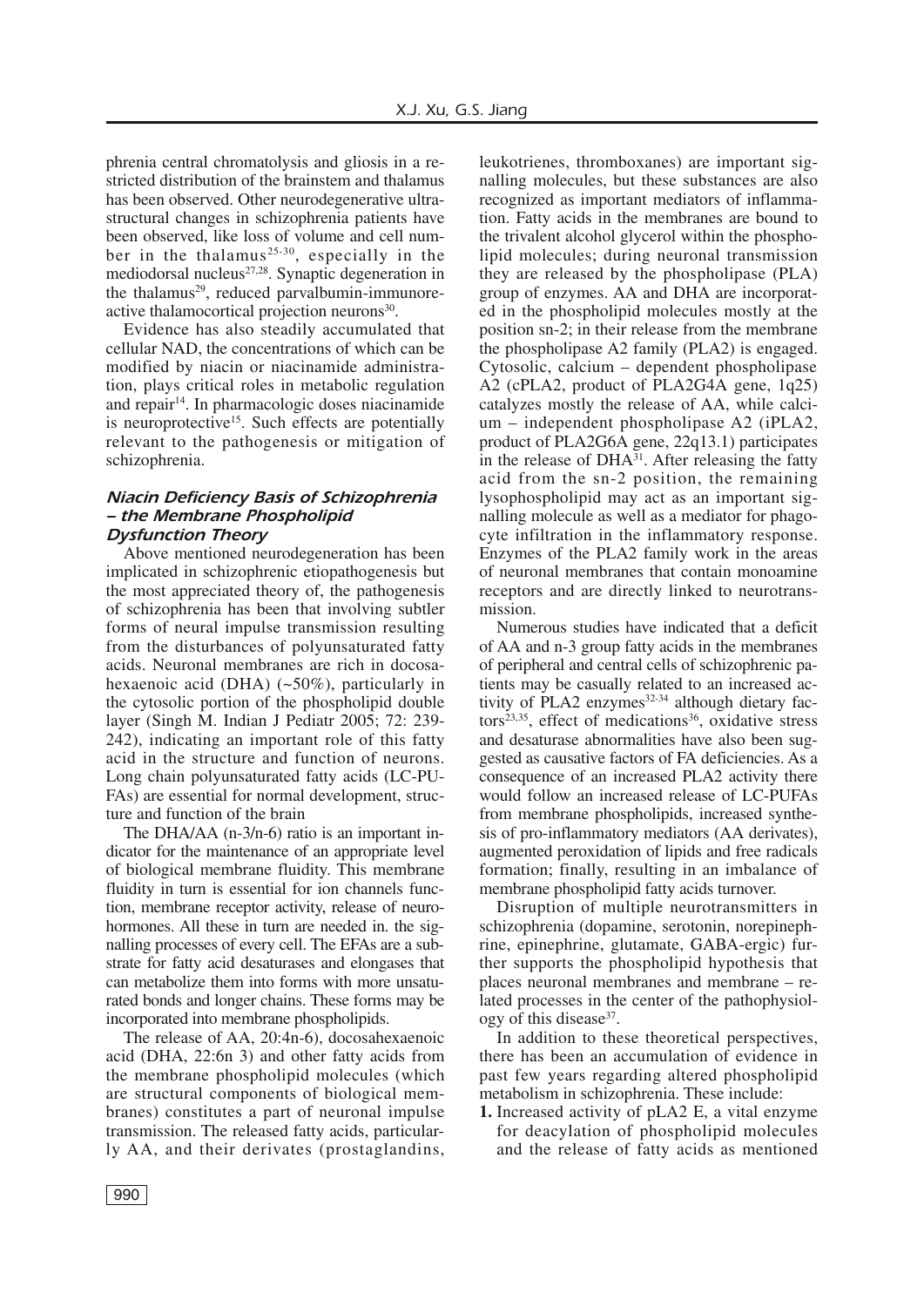phrenia central chromatolysis and gliosis in a restricted distribution of the brainstem and thalamus has been observed. Other neurodegenerative ultrastructural changes in schizophrenia patients have been observed, like loss of volume and cell number in the thalamus[25-30], especially in the mediodorsal nucleus[27,28]. Synaptic degeneration in the thalamus[29], reduced parvalbumin-immunoreactive thalamocortical projection neurons[30].

Evidence has also steadily accumulated that cellular NAD, the concentrations of which can be modified by niacin or niacinamide administration, plays critical roles in metabolic regulation and repair[14]. In pharmacologic doses niacinamide is neuroprotective[15]. Such effects are potentially relevant to the pathogenesis or mitigation of schizophrenia.

### *Niacin Deficiency Basis of Schizophrenia – the Membrane Phospholipid Dysfunction Theory*

Above mentioned neurodegeneration has been implicated in schizophrenic etiopathogenesis but the most appreciated theory of, the pathogenesis of schizophrenia has been that involving subtler forms of neural impulse transmission resulting from the disturbances of polyunsaturated fatty acids. Neuronal membranes are rich in docosahexaenoic acid (DHA) (~50%), particularly in the cytosolic portion of the phospholipid double layer (Singh M. Indian J Pediatr 2005; 72: 239-242), indicating an important role of this fatty acid in the structure and function of neurons. Long chain polyunsaturated fatty acids (LC-PUFAs) are essential for normal development, structure and function of the brain

The DHA/AA (n-3/n-6) ratio is an important indicator for the maintenance of an appropriate level of biological membrane fluidity. This membrane fluidity in turn is essential for ion channels function, membrane receptor activity, release of neurohormones. All these in turn are needed in. the signalling processes of every cell. The EFAs are a substrate for fatty acid desaturases and elongases that can metabolize them into forms with more unsaturated bonds and longer chains. These forms may be incorporated into membrane phospholipids.

The release of AA, 20:4n-6), docosahexaenoic acid (DHA, 22:6n 3) and other fatty acids from the membrane phospholipid molecules (which are structural components of biological membranes) constitutes a part of neuronal impulse transmission. The released fatty acids, particularly AA, and their derivates (prostaglandins, leukotrienes, thromboxanes) are important signalling molecules, but these substances are also recognized as important mediators of inflammation. Fatty acids in the membranes are bound to the trivalent alcohol glycerol within the phospholipid molecules; during neuronal transmission they are released by the phospholipase (PLA) group of enzymes. AA and DHA are incorporated in the phospholipid molecules mostly at the position sn-2; in their release from the membrane the phospholipase A2 family (PLA2) is engaged. Cytosolic, calcium – dependent phospholipase A2 (cPLA2, product of PLA2G4A gene, 1q25) catalyzes mostly the release of AA, while calcium – independent phospholipase A2 (iPLA2, product of PLA2G6A gene, 22q13.1) participates in the release of DHA[31]. After releasing the fatty acid from the sn-2 position, the remaining lysophospholipid may act as an important signalling molecule as well as a mediator for phagocyte infiltration in the inflammatory response. Enzymes of the PLA2 family work in the areas of neuronal membranes that contain monoamine receptors and are directly linked to neurotransmission.

Numerous studies have indicated that a deficit of AA and n-3 group fatty acids in the membranes of peripheral and central cells of schizophrenic patients may be casually related to an increased activity of PLA2 enzymes[32-34] although dietary factors[23,35], effect of medications[36], oxidative stress and desaturase abnormalities have also been suggested as causative factors of FA deficiencies. As a consequence of an increased PLA2 activity there would follow an increased release of LC-PUFAs from membrane phospholipids, increased synthesis of pro-inflammatory mediators (AA derivates), augmented peroxidation of lipids and free radicals formation; finally, resulting in an imbalance of membrane phospholipid fatty acids turnover.

Disruption of multiple neurotransmitters in schizophrenia (dopamine, serotonin, norepinephrine, epinephrine, glutamate, GABA-ergic) further supports the phospholipid hypothesis that places neuronal membranes and membrane – related processes in the center of the pathophysiology of this disease[37].

In addition to these theoretical perspectives, there has been an accumulation of evidence in past few years regarding altered phospholipid metabolism in schizophrenia. These include:

**1.** Increased activity of pLA2 E, a vital enzyme for deacylation of phospholipid molecules and the release of fatty acids as mentioned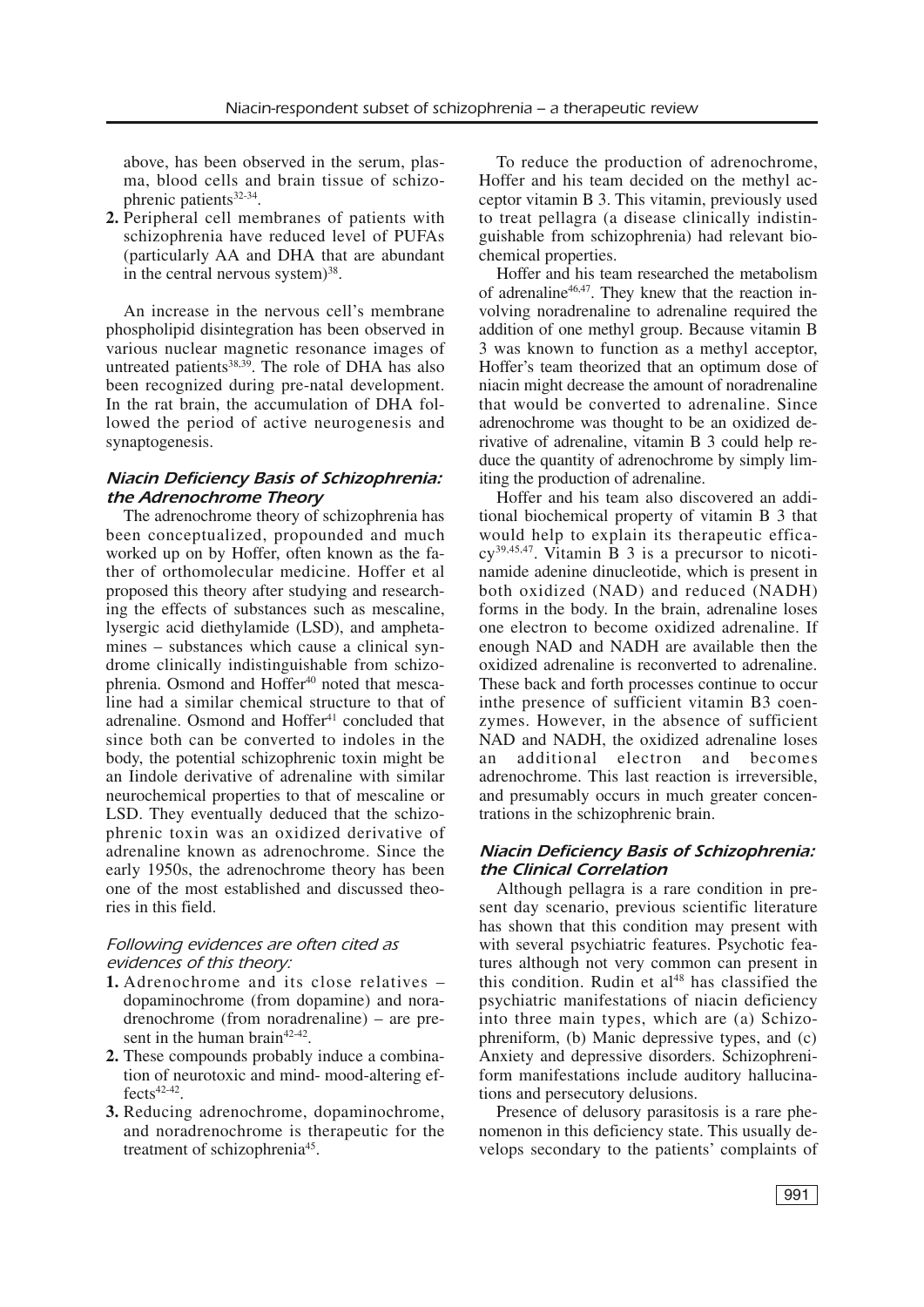above, has been observed in the serum, plasma, blood cells and brain tissue of schizophrenic patients[32-34].

2. Peripheral cell membranes of patients with schizophrenia have reduced level of PUFAs (particularly AA and DHA that are abundant in the central nervous system)[38].

An increase in the nervous cell's membrane phospholipid disintegration has been observed in various nuclear magnetic resonance images of untreated patients[38,39]. The role of DHA has also been recognized during pre-natal development. In the rat brain, the accumulation of DHA followed the period of active neurogenesis and synaptogenesis.

## Niacin Deficiency Basis of Schizophrenia: the Adrenochrome Theory

The adrenochrome theory of schizophrenia has been conceptualized, propounded and much worked up on by Hoffer, often known as the father of orthomolecular medicine. Hoffer et al proposed this theory after studying and researching the effects of substances such as mescaline, lysergic acid diethylamide (LSD), and amphetamines – substances which cause a clinical syndrome clinically indistinguishable from schizophrenia. Osmond and Hoffer[40] noted that mescaline had a similar chemical structure to that of adrenaline. Osmond and Hoffer[41] concluded that since both can be converted to indoles in the body, the potential schizophrenic toxin might be an Iindole derivative of adrenaline with similar neurochemical properties to that of mescaline or LSD. They eventually deduced that the schizophrenic toxin was an oxidized derivative of adrenaline known as adrenochrome. Since the early 1950s, the adrenochrome theory has been one of the most established and discussed theories in this field.

### *Following evidences are often cited as evidences of this theory:*

1. Adrenochrome and its close relatives – dopaminochrome (from dopamine) and noradrenochrome (from noradrenaline) – are present in the human brain[42-42].
2. These compounds probably induce a combination of neurotoxic and mind- mood-altering effects[42-42].
3. Reducing adrenochrome, dopaminochrome, and noradrenochrome is therapeutic for the treatment of schizophrenia[45].

To reduce the production of adrenochrome, Hoffer and his team decided on the methyl acceptor vitamin B 3. This vitamin, previously used to treat pellagra (a disease clinically indistinguishable from schizophrenia) had relevant biochemical properties.

Hoffer and his team researched the metabolism of adrenaline[46,47]. They knew that the reaction involving noradrenaline to adrenaline required the addition of one methyl group. Because vitamin B 3 was known to function as a methyl acceptor, Hoffer's team theorized that an optimum dose of niacin might decrease the amount of noradrenaline that would be converted to adrenaline. Since adrenochrome was thought to be an oxidized derivative of adrenaline, vitamin B 3 could help reduce the quantity of adrenochrome by simply limiting the production of adrenaline.

Hoffer and his team also discovered an additional biochemical property of vitamin B 3 that would help to explain its therapeutic efficacy[39,45,47]. Vitamin B 3 is a precursor to nicotinamide adenine dinucleotide, which is present in both oxidized (NAD) and reduced (NADH) forms in the body. In the brain, adrenaline loses one electron to become oxidized adrenaline. If enough NAD and NADH are available then the oxidized adrenaline is reconverted to adrenaline. These back and forth processes continue to occur inthe presence of sufficient vitamin B3 coenzymes. However, in the absence of sufficient NAD and NADH, the oxidized adrenaline loses an additional electron and becomes adrenochrome. This last reaction is irreversible, and presumably occurs in much greater concentrations in the schizophrenic brain.

## Niacin Deficiency Basis of Schizophrenia: the Clinical Correlation

Although pellagra is a rare condition in present day scenario, previous scientific literature has shown that this condition may present with with several psychiatric features. Psychotic features although not very common can present in this condition. Rudin et al[48] has classified the psychiatric manifestations of niacin deficiency into three main types, which are (a) Schizophreniform, (b) Manic depressive types, and (c) Anxiety and depressive disorders. Schizophreniform manifestations include auditory hallucinations and persecutory delusions.

Presence of delusory parasitosis is a rare phenomenon in this deficiency state. This usually develops secondary to the patients' complaints of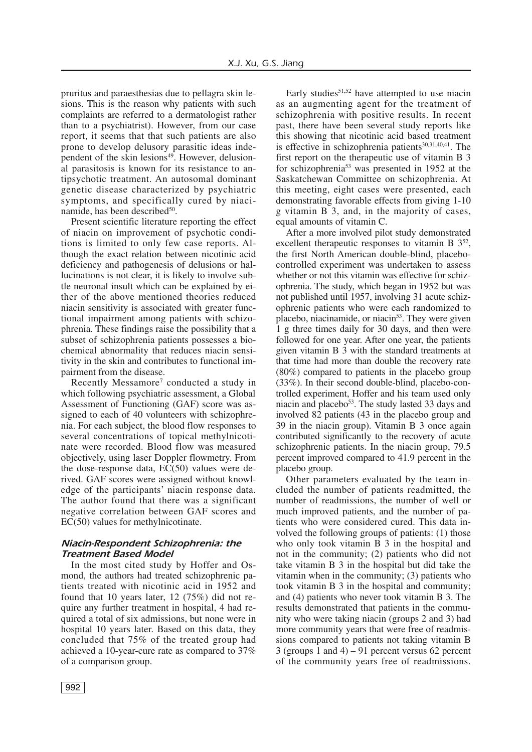pruritus and paraesthesias due to pellagra skin lesions. This is the reason why patients with such complaints are referred to a dermatologist rather than to a psychiatrist). However, from our case report, it seems that that such patients are also prone to develop delusory parasitic ideas independent of the skin lesions[49]. However, delusional parasitosis is known for its resistance to antipsychotic treatment. An autosomal dominant genetic disease characterized by psychiatric symptoms, and specifically cured by niacinamide, has been described[50].

Present scientific literature reporting the effect of niacin on improvement of psychotic conditions is limited to only few case reports. Although the exact relation between nicotinic acid deficiency and pathogenesis of delusions or hallucinations is not clear, it is likely to involve subtle neuronal insult which can be explained by either of the above mentioned theories reduced niacin sensitivity is associated with greater functional impairment among patients with schizophrenia. These findings raise the possibility that a subset of schizophrenia patients possesses a biochemical abnormality that reduces niacin sensitivity in the skin and contributes to functional impairment from the disease.

Recently Messamore[7] conducted a study in which following psychiatric assessment, a Global Assessment of Functioning (GAF) score was assigned to each of 40 volunteers with schizophrenia. For each subject, the blood flow responses to several concentrations of topical methylnicotinate were recorded. Blood flow was measured objectively, using laser Doppler flowmetry. From the dose-response data, EC(50) values were derived. GAF scores were assigned without knowledge of the participants' niacin response data. The author found that there was a significant negative correlation between GAF scores and EC(50) values for methylnicotinate.

### *Niacin-Respondent Schizophrenia: the Treatment Based Model*

In the most cited study by Hoffer and Osmond, the authors had treated schizophrenic patients treated with nicotinic acid in 1952 and found that 10 years later, 12 (75%) did not require any further treatment in hospital, 4 had required a total of six admissions, but none were in hospital 10 years later. Based on this data, they concluded that 75% of the treated group had achieved a 10-year-cure rate as compared to 37% of a comparison group.

Early studies[51,52] have attempted to use niacin as an augmenting agent for the treatment of schizophrenia with positive results. In recent past, there have been several study reports like this showing that nicotinic acid based treatment is effective in schizophrenia patients[30,31,40,41]. The first report on the therapeutic use of vitamin B 3 for schizophrenia[53] was presented in 1952 at the Saskatchewan Committee on schizophrenia. At this meeting, eight cases were presented, each demonstrating favorable effects from giving 1-10 g vitamin B 3, and, in the majority of cases, equal amounts of vitamin C.

After a more involved pilot study demonstrated excellent therapeutic responses to vitamin B 3[52], the first North American double-blind, placebo-controlled experiment was undertaken to assess whether or not this vitamin was effective for schizophrenia. The study, which began in 1952 but was not published until 1957, involving 31 acute schizophrenic patients who were each randomized to placebo, niacinamide, or niacin[53]. They were given 1 g three times daily for 30 days, and then were followed for one year. After one year, the patients given vitamin B 3 with the standard treatments at that time had more than double the recovery rate (80%) compared to patients in the placebo group (33%). In their second double-blind, placebo-controlled experiment, Hoffer and his team used only niacin and placebo[53]. The study lasted 33 days and involved 82 patients (43 in the placebo group and 39 in the niacin group). Vitamin B 3 once again contributed significantly to the recovery of acute schizophrenic patients. In the niacin group, 79.5 percent improved compared to 41.9 percent in the placebo group.

Other parameters evaluated by the team included the number of patients readmitted, the number of readmissions, the number of well or much improved patients, and the number of patients who were considered cured. This data involved the following groups of patients: (1) those who only took vitamin B 3 in the hospital and not in the community; (2) patients who did not take vitamin B 3 in the hospital but did take the vitamin when in the community; (3) patients who took vitamin B 3 in the hospital and community; and (4) patients who never took vitamin B 3. The results demonstrated that patients in the community who were taking niacin (groups 2 and 3) had more community years that were free of readmissions compared to patients not taking vitamin B 3 (groups 1 and 4) – 91 percent versus 62 percent of the community years free of readmissions.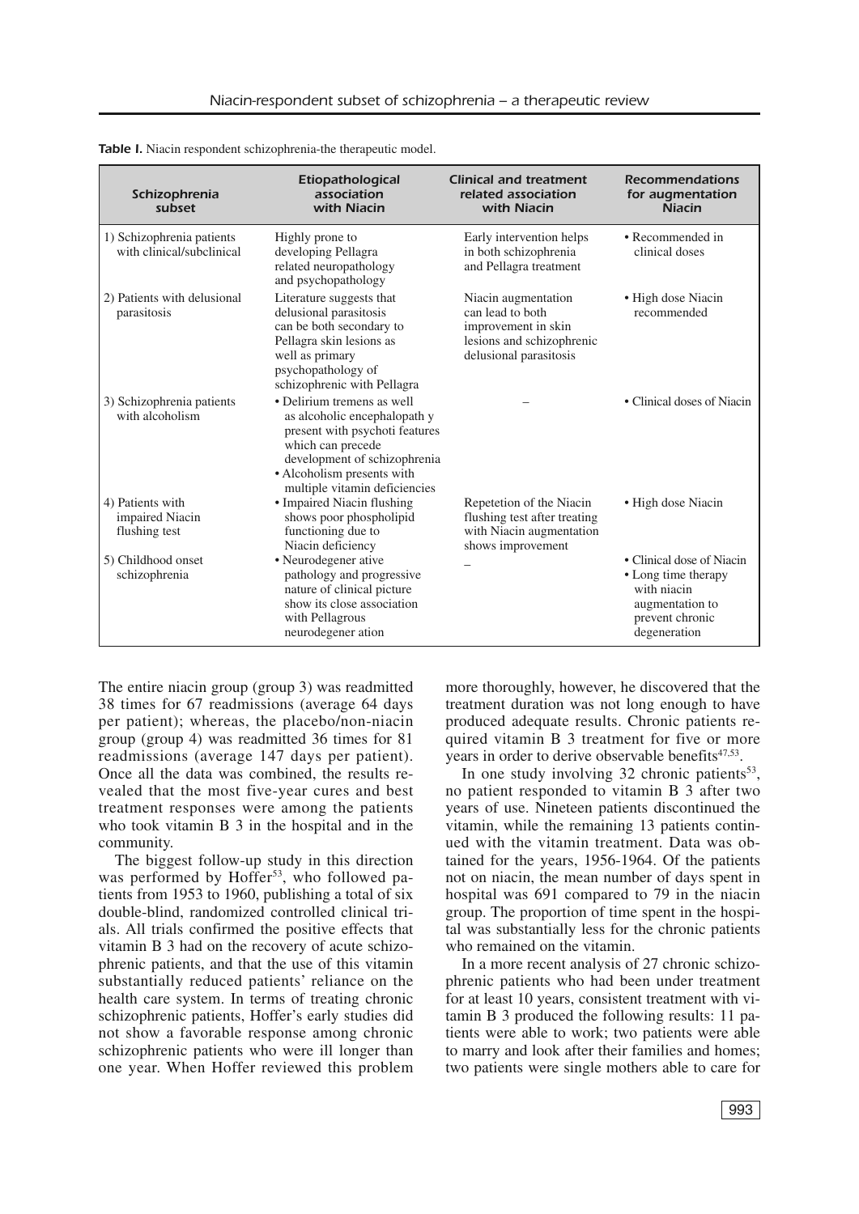**Table I.** Niacin respondent schizophrenia-the therapeutic model.

| Schizophrenia subset | Etiopathological association with Niacin | Clinical and treatment related association with Niacin | Recommendations for augmentation Niacin |
|---|---|---|---|
| 1) Schizophrenia patients with clinical/subclinical | Highly prone to developing Pellagra related neuropathology and psychopathology | Early intervention helps in both schizophrenia and Pellagra treatment | • Recommended in clinical doses |
| 2) Patients with delusional parasitosis | Literature suggests that delusional parasitosis can be both secondary to Pellagra skin lesions as well as primary psychopathology of schizophrenic with Pellagra | Niacin augmentation can lead to both improvement in skin lesions and schizophrenic delusional parasitosis | • High dose Niacin recommended |
| 3) Schizophrenia patients with alcoholism | • Delirium tremens as well as alcoholic encephalopath y present with psychoti features which can precede development of schizophrenia<br>• Alcoholism presents with multiple vitamin deficiencies | – | • Clinical doses of Niacin |
| 4) Patients with impaired Niacin flushing test | • Impaired Niacin flushing shows poor phospholipid functioning due to Niacin deficiency | Repetetion of the Niacin flushing test after treating with Niacin augmentation shows improvement | • High dose Niacin |
| 5) Childhood onset schizophrenia | • Neurodegener ative pathology and progressive nature of clinical picture show its close association with Pellagrous neurodegener ation | – | • Clinical dose of Niacin<br>• Long time therapy with niacin augmentation to prevent chronic degeneration |

The entire niacin group (group 3) was readmitted 38 times for 67 readmissions (average 64 days per patient); whereas, the placebo/non-niacin group (group 4) was readmitted 36 times for 81 readmissions (average 147 days per patient). Once all the data was combined, the results revealed that the most five-year cures and best treatment responses were among the patients who took vitamin B 3 in the hospital and in the community.

The biggest follow-up study in this direction was performed by Hoffer[53], who followed patients from 1953 to 1960, publishing a total of six double-blind, randomized controlled clinical trials. All trials confirmed the positive effects that vitamin B 3 had on the recovery of acute schizophrenic patients, and that the use of this vitamin substantially reduced patients' reliance on the health care system. In terms of treating chronic schizophrenic patients, Hoffer's early studies did not show a favorable response among chronic schizophrenic patients who were ill longer than one year. When Hoffer reviewed this problem more thoroughly, however, he discovered that the treatment duration was not long enough to have produced adequate results. Chronic patients required vitamin B 3 treatment for five or more years in order to derive observable benefits[47,53].

In one study involving 32 chronic patients[53], no patient responded to vitamin B 3 after two years of use. Nineteen patients discontinued the vitamin, while the remaining 13 patients continued with the vitamin treatment. Data was obtained for the years, 1956-1964. Of the patients not on niacin, the mean number of days spent in hospital was 691 compared to 79 in the niacin group. The proportion of time spent in the hospital was substantially less for the chronic patients who remained on the vitamin.

In a more recent analysis of 27 chronic schizophrenic patients who had been under treatment for at least 10 years, consistent treatment with vitamin B 3 produced the following results: 11 patients were able to work; two patients were able to marry and look after their families and homes; two patients were single mothers able to care for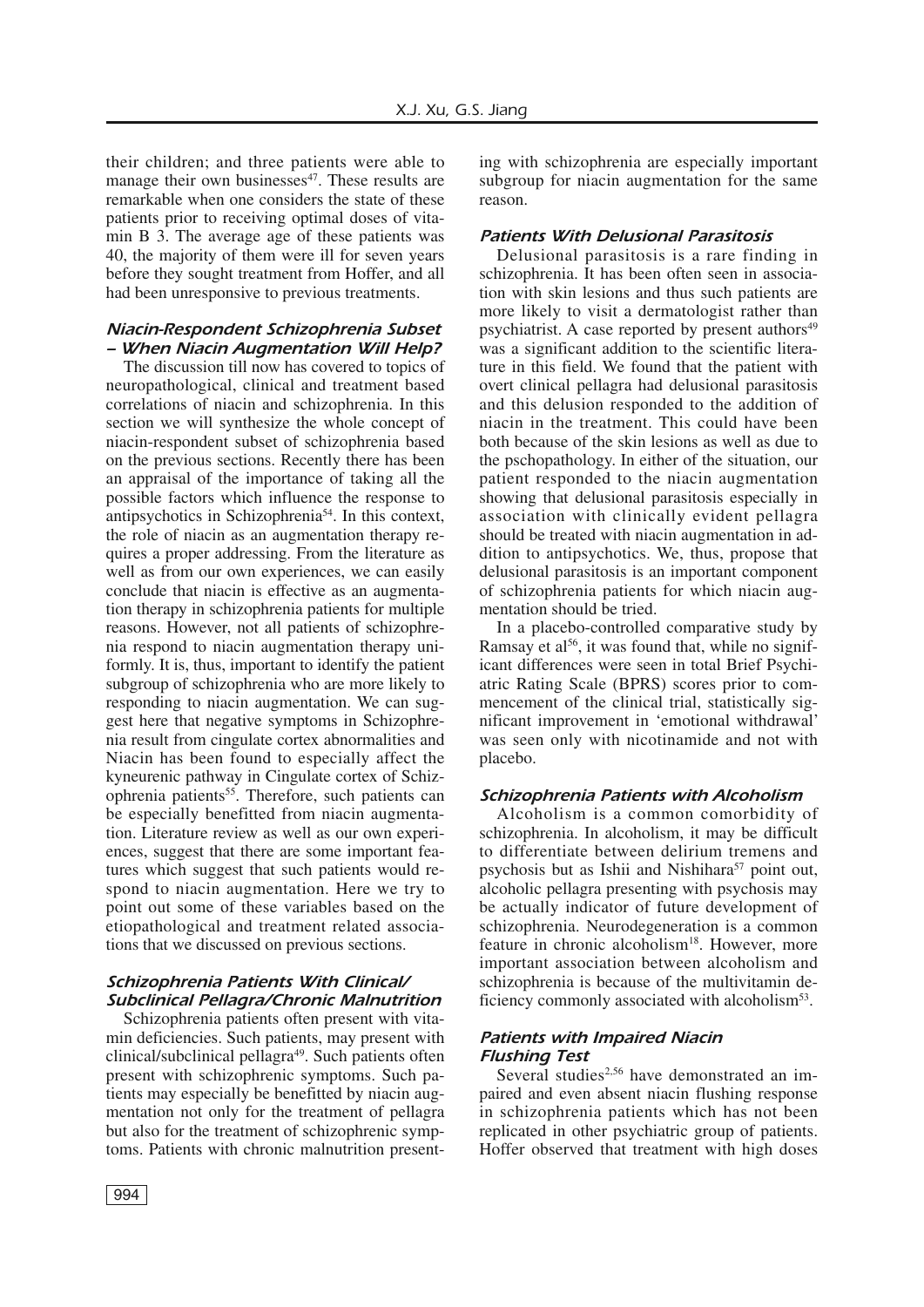their children; and three patients were able to manage their own businesses[47]. These results are remarkable when one considers the state of these patients prior to receiving optimal doses of vitamin B 3. The average age of these patients was 40, the majority of them were ill for seven years before they sought treatment from Hoffer, and all had been unresponsive to previous treatments.

### *Niacin-Respondent Schizophrenia Subset – When Niacin Augmentation Will Help?*

The discussion till now has covered to topics of neuropathological, clinical and treatment based correlations of niacin and schizophrenia. In this section we will synthesize the whole concept of niacin-respondent subset of schizophrenia based on the previous sections. Recently there has been an appraisal of the importance of taking all the possible factors which influence the response to antipsychotics in Schizophrenia[54]. In this context, the role of niacin as an augmentation therapy requires a proper addressing. From the literature as well as from our own experiences, we can easily conclude that niacin is effective as an augmentation therapy in schizophrenia patients for multiple reasons. However, not all patients of schizophrenia respond to niacin augmentation therapy uniformly. It is, thus, important to identify the patient subgroup of schizophrenia who are more likely to responding to niacin augmentation. We can suggest here that negative symptoms in Schizophrenia result from cingulate cortex abnormalities and Niacin has been found to especially affect the kyneurenic pathway in Cingulate cortex of Schizophrenia patients[55]. Therefore, such patients can be especially benefitted from niacin augmentation. Literature review as well as our own experiences, suggest that there are some important features which suggest that such patients would respond to niacin augmentation. Here we try to point out some of these variables based on the etiopathological and treatment related associations that we discussed on previous sections.

### *Schizophrenia Patients With Clinical/ Subclinical Pellagra/Chronic Malnutrition*

Schizophrenia patients often present with vitamin deficiencies. Such patients, may present with clinical/subclinical pellagra[49]. Such patients often present with schizophrenic symptoms. Such patients may especially be benefitted by niacin augmentation not only for the treatment of pellagra but also for the treatment of schizophrenic symptoms. Patients with chronic malnutrition presenting with schizophrenia are especially important subgroup for niacin augmentation for the same reason.

### *Patients With Delusional Parasitosis*

Delusional parasitosis is a rare finding in schizophrenia. It has been often seen in association with skin lesions and thus such patients are more likely to visit a dermatologist rather than psychiatrist. A case reported by present authors[49] was a significant addition to the scientific literature in this field. We found that the patient with overt clinical pellagra had delusional parasitosis and this delusion responded to the addition of niacin in the treatment. This could have been both because of the skin lesions as well as due to the pschopathology. In either of the situation, our patient responded to the niacin augmentation showing that delusional parasitosis especially in association with clinically evident pellagra should be treated with niacin augmentation in addition to antipsychotics. We, thus, propose that delusional parasitosis is an important component of schizophrenia patients for which niacin augmentation should be tried.

In a placebo-controlled comparative study by Ramsay et al[56], it was found that, while no significant differences were seen in total Brief Psychiatric Rating Scale (BPRS) scores prior to commencement of the clinical trial, statistically significant improvement in 'emotional withdrawal' was seen only with nicotinamide and not with placebo.

### *Schizophrenia Patients with Alcoholism*

Alcoholism is a common comorbidity of schizophrenia. In alcoholism, it may be difficult to differentiate between delirium tremens and psychosis but as Ishii and Nishihara[57] point out, alcoholic pellagra presenting with psychosis may be actually indicator of future development of schizophrenia. Neurodegeneration is a common feature in chronic alcoholism[18]. However, more important association between alcoholism and schizophrenia is because of the multivitamin deficiency commonly associated with alcoholism[53].

### *Patients with Impaired Niacin Flushing Test*

Several studies[2,56] have demonstrated an impaired and even absent niacin flushing response in schizophrenia patients which has not been replicated in other psychiatric group of patients. Hoffer observed that treatment with high doses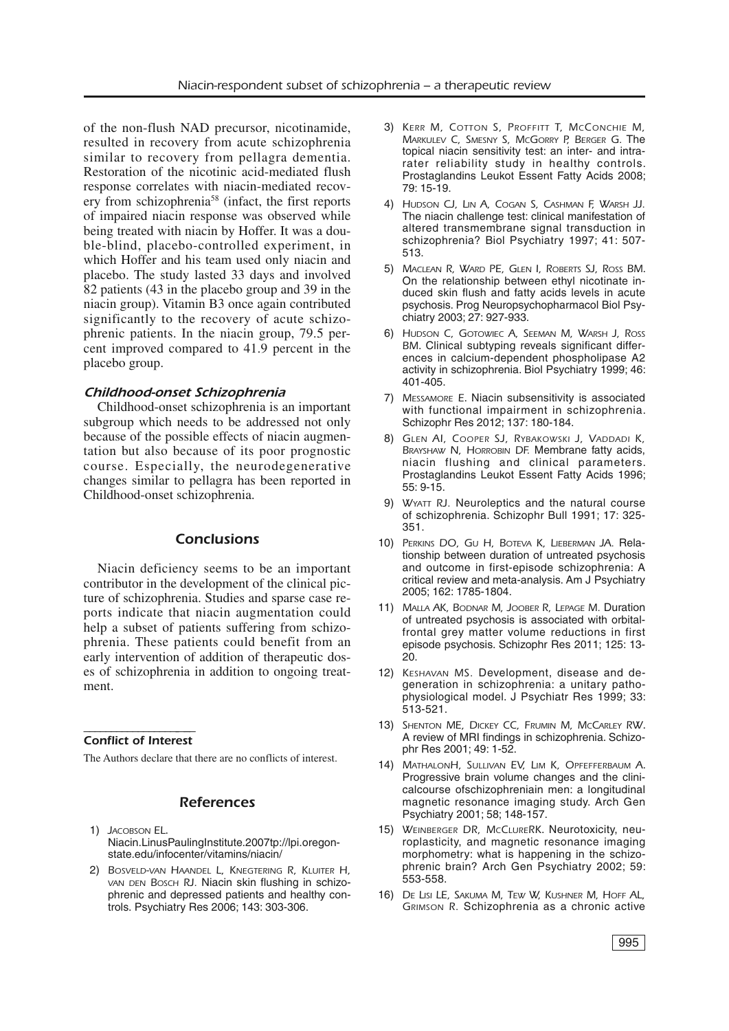of the non-flush NAD precursor, nicotinamide, resulted in recovery from acute schizophrenia similar to recovery from pellagra dementia. Restoration of the nicotinic acid-mediated flush response correlates with niacin-mediated recovery from schizophrenia[58] (infact, the first reports of impaired niacin response was observed while being treated with niacin by Hoffer. It was a double-blind, placebo-controlled experiment, in which Hoffer and his team used only niacin and placebo. The study lasted 33 days and involved 82 patients (43 in the placebo group and 39 in the niacin group). Vitamin B3 once again contributed significantly to the recovery of acute schizophrenic patients. In the niacin group, 79.5 percent improved compared to 41.9 percent in the placebo group.

### *Childhood-onset Schizophrenia*

Childhood-onset schizophrenia is an important subgroup which needs to be addressed not only because of the possible effects of niacin augmentation but also because of its poor prognostic course. Especially, the neurodegenerative changes similar to pellagra has been reported in Childhood-onset schizophrenia.

## Conclusions

Niacin deficiency seems to be an important contributor in the development of the clinical picture of schizophrenia. Studies and sparse case reports indicate that niacin augmentation could help a subset of patients suffering from schizophrenia. These patients could benefit from an early intervention of addition of therapeutic doses of schizophrenia in addition to ongoing treatment.

### Conflict of Interest

The Authors declare that there are no conflicts of interest.

## References

1) Jacobson EL. Niacin.LinusPaulingInstitute.2007tp://lpi.oregonstate.edu/infocenter/vitamins/niacin/
2) Bosveld-van Haandel L, Knegtering R, Kluiter H, van den Bosch RJ. Niacin skin flushing in schizophrenic and depressed patients and healthy controls. Psychiatry Res 2006; 143: 303-306.
3) Kerr M, Cotton S, Proffitt T, McConchie M, Markulev C, Smesny S, McGorry P, Berger G. The topical niacin sensitivity test: an inter- and intra-rater reliability study in healthy controls. Prostaglandins Leukot Essent Fatty Acids 2008; 79: 15-19.
4) Hudson CJ, Lin A, Cogan S, Cashman F, Warsh JJ. The niacin challenge test: clinical manifestation of altered transmembrane signal transduction in schizophrenia? Biol Psychiatry 1997; 41: 507-513.
5) Maclean R, Ward PE, Glen I, Roberts SJ, Ross BM. On the relationship between ethyl nicotinate induced skin flush and fatty acids levels in acute psychosis. Prog Neuropsychopharmacol Biol Psychiatry 2003; 27: 927-933.
6) Hudson C, Gotowiec A, Seeman M, Warsh J, Ross BM. Clinical subtyping reveals significant differences in calcium-dependent phospholipase A2 activity in schizophrenia. Biol Psychiatry 1999; 46: 401-405.
7) Messamore E. Niacin subsensitivity is associated with functional impairment in schizophrenia. Schizophr Res 2012; 137: 180-184.
8) Glen AI, Cooper SJ, Rybakowski J, Vaddadi K, Brayshaw N, Horrobin DF. Membrane fatty acids, niacin flushing and clinical parameters. Prostaglandins Leukot Essent Fatty Acids 1996; 55: 9-15.
9) Wyatt RJ. Neuroleptics and the natural course of schizophrenia. Schizophr Bull 1991; 17: 325-351.
10) Perkins DO, Gu H, Boteva K, Lieberman JA. Relationship between duration of untreated psychosis and outcome in first-episode schizophrenia: A critical review and meta-analysis. Am J Psychiatry 2005; 162: 1785-1804.
11) Malla AK, Bodnar M, Joober R, Lepage M. Duration of untreated psychosis is associated with orbital-frontal grey matter volume reductions in first episode psychosis. Schizophr Res 2011; 125: 13-20.
12) Keshavan MS. Development, disease and degeneration in schizophrenia: a unitary pathophysiological model. J Psychiatr Res 1999; 33: 513-521.
13) Shenton ME, Dickey CC, Frumin M, McCarley RW. A review of MRI findings in schizophrenia. Schizophr Res 2001; 49: 1-52.
14) MathalonH, Sullivan EV, Lim K, Opfefferbaum A. Progressive brain volume changes and the clinicalcourse ofschizophreniain men: a longitudinal magnetic resonance imaging study. Arch Gen Psychiatry 2001; 58; 148-157.
15) Weinberger DR, McClureRK. Neurotoxicity, neuroplasticity, and magnetic resonance imaging morphometry: what is happening in the schizophrenic brain? Arch Gen Psychiatry 2002; 59: 553-558.
16) De Lisi LE, Sakuma M, Tew W, Kushner M, Hoff AL, Grimson R. Schizophrenia as a chronic active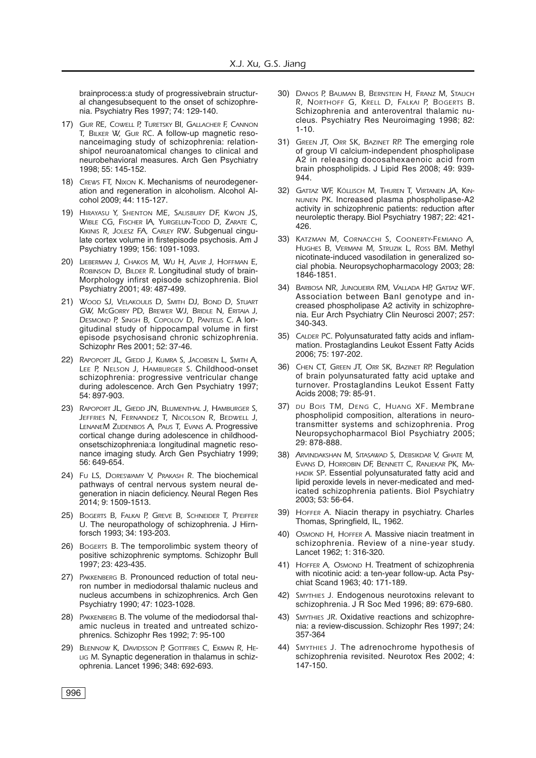brainprocess:a study of progressivebrain structural changesubsequent to the onset of schizophrenia. Psychiatry Res 1997; 74: 129-140.

17) Gur RE, Cowell P, Turetsky BI, Gallacher F, Cannon T, Bilker W, Gur RC. A follow-up magnetic resonanceimaging study of schizophrenia: relationshipof neuroanatomical changes to clinical and neurobehavioral measures. Arch Gen Psychiatry 1998; 55: 145-152.

18) Crews FT, Nixon K. Mechanisms of neurodegeneration and regeneration in alcoholism. Alcohol Alcohol 2009; 44: 115-127.

19) Hirayasu Y, Shenton ME, Salisbury DF, Kwon JS, Wible CG, Fischer IA, Yurgelun-Todd D, Zarate C, Kikinis R, Jolesz FA, Carley RW. Subgenual cingulate cortex volume in firstepisode psychosis. Am J Psychiatry 1999; 156: 1091-1093.

20) Lieberman J, Chakos M, Wu H, Alvir J, Hoffman E, Robinson D, Bilder R. Longitudinal study of brain-Morphology infirst episode schizophrenia. Biol Psychiatry 2001; 49: 487-499.

21) Wood SJ, Velakoulis D, Smith DJ, Bond D, Stuart GW, McGorry PD, Brewer WJ, Bridle N, Eritaia J, Desmond P, Singh B, Copolov D, Pantelis C. A longitudinal study of hippocampal volume in first episode psychosisand chronic schizophrenia. Schizophr Res 2001; 52: 37-46.

22) Rapoport JL, Giedd J, Kumra S, Jacobsen L, Smith A, Lee P, Nelson J, Hamburger S. Childhood-onset schizophrenia: progressive ventricular change during adolescence. Arch Gen Psychiatry 1997; 54: 897-903.

23) Rapoport JL, Giedd JN, Blumenthal J, Hamburger S, Jeffries N, Fernandez T, Nicolson R, Bedwell J, LenaneM Zijdenbos A, Paus T, Evans A. Progressive cortical change during adolescence in childhood-onsetschizophrenia:a longitudinal magnetic resonance imaging study. Arch Gen Psychiatry 1999; 56: 649-654.

24) Fu LS, Doreswamy V, Prakash R. The biochemical pathways of central nervous system neural degeneration in niacin deficiency. Neural Regen Res 2014; 9: 1509-1513.

25) Bogerts B, Falkai P, Greve B, Schneider T, Pfeiffer U. The neuropathology of schizophrenia. J Hirnforsch 1993; 34: 193-203.

26) Bogerts B. The temporolimbic system theory of positive schizophrenic symptoms. Schizophr Bull 1997; 23: 423-435.

27) Pakkenberg B. Pronounced reduction of total neuron number in mediodorsal thalamic nucleus and nucleus accumbens in schizophrenics. Arch Gen Psychiatry 1990; 47: 1023-1028.

28) Pakkenberg B. The volume of the mediodorsal thalamic nucleus in treated and untreated schizophrenics. Schizophr Res 1992; 7: 95-100

29) Blennow K, Davidsson P, Gottfries C, Ekman R, Heilig M. Synaptic degeneration in thalamus in schizophrenia. Lancet 1996; 348: 692-693.

30) Danos P, Bauman B, Bernstein H, Franz M, Stauch R, Northoff G, Krell D, Falkai P, Bogerts B. Schizophrenia and anteroventral thalamic nucleus. Psychiatry Res Neuroimaging 1998; 82: 1-10.

31) Green JT, Orr SK, Bazinet RP. The emerging role of group VI calcium-independent phospholipase A2 in releasing docosahexaenoic acid from brain phospholipids. J Lipid Res 2008; 49: 939-944.

32) Gattaz WF, Köllisch M, Thuren T, Virtanen JA, Kinnunen PK. Increased plasma phospholipase-A2 activity in schizophrenic patients: reduction after neuroleptic therapy. Biol Psychiatry 1987; 22: 421-426.

33) Katzman M, Cornacchi S, Coonerty-Femiano A, Hughes B, Vermani M, Struzik L, Ross BM. Methyl nicotinate-induced vasodilation in generalized social phobia. Neuropsychopharmacology 2003; 28: 1846-1851.

34) Barbosa NR, Junqueira RM, Vallada HP, Gattaz WF. Association between BanI genotype and increased phospholipase A2 activity in schizophrenia. Eur Arch Psychiatry Clin Neurosci 2007; 257: 340-343.

35) Calder PC. Polyunsaturated fatty acids and inflammation. Prostaglandins Leukot Essent Fatty Acids 2006; 75: 197-202.

36) Chen CT, Green JT, Orr SK, Bazinet RP. Regulation of brain polyunsaturated fatty acid uptake and turnover. Prostaglandins Leukot Essent Fatty Acids 2008; 79: 85-91.

37) du Bois TM, Deng C, Huang XF. Membrane phospholipid composition, alterations in neurotransmitter systems and schizophrenia. Prog Neuropsychopharmacol Biol Psychiatry 2005; 29: 878-888.

38) Arvindakshan M, Sitasawad S, Debsikdar V, Ghate M, Evans D, Horrobin DF, Bennett C, Ranjekar PK, Mahadik SP. Essential polyunsaturated fatty acid and lipid peroxide levels in never-medicated and medicated schizophrenia patients. Biol Psychiatry 2003; 53: 56-64.

39) Hoffer A. Niacin therapy in psychiatry. Charles Thomas, Springfield, IL, 1962.

40) Osmond H, Hoffer A. Massive niacin treatment in schizophrenia. Review of a nine-year study. Lancet 1962; 1: 316-320.

41) Hoffer A, Osmond H. Treatment of schizophrenia with nicotinic acid: a ten-year follow-up. Acta Psychiat Scand 1963; 40: 171-189.

42) Smythies J. Endogenous neurotoxins relevant to schizophrenia. J R Soc Med 1996; 89: 679-680.

43) Smythies JR. Oxidative reactions and schizophrenia: a review-discussion. Schizophr Res 1997; 24: 357-364

44) Smythies J. The adrenochrome hypothesis of schizophrenia revisited. Neurotox Res 2002; 4: 147-150.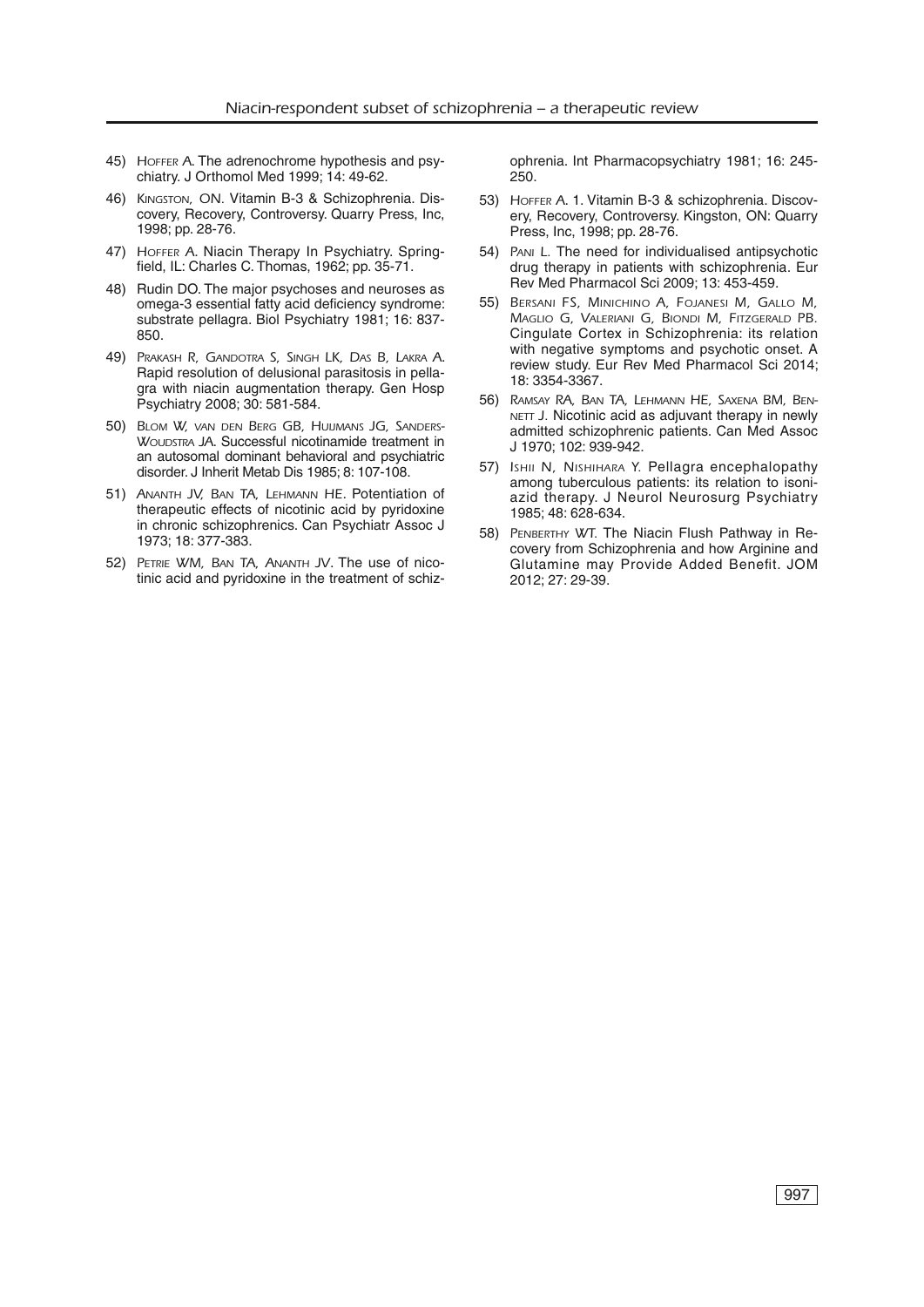45) Hoffer A. The adrenochrome hypothesis and psychiatry. J Orthomol Med 1999; 14: 49-62.

46) Kingston, ON. Vitamin B-3 & Schizophrenia. Discovery, Recovery, Controversy. Quarry Press, Inc, 1998; pp. 28-76.

47) Hoffer A. Niacin Therapy In Psychiatry. Springfield, IL: Charles C. Thomas, 1962; pp. 35-71.

48) Rudin DO. The major psychoses and neuroses as omega-3 essential fatty acid deficiency syndrome: substrate pellagra. Biol Psychiatry 1981; 16: 837-850.

49) Prakash R, Gandotra S, Singh LK, Das B, Lakra A. Rapid resolution of delusional parasitosis in pellagra with niacin augmentation therapy. Gen Hosp Psychiatry 2008; 30: 581-584.

50) Blom W, van den Berg GB, Huijmans JG, Sanders-Woudstra JA. Successful nicotinamide treatment in an autosomal dominant behavioral and psychiatric disorder. J Inherit Metab Dis 1985; 8: 107-108.

51) Ananth JV, Ban TA, Lehmann HE. Potentiation of therapeutic effects of nicotinic acid by pyridoxine in chronic schizophrenics. Can Psychiatr Assoc J 1973; 18: 377-383.

52) Petrie WM, Ban TA, Ananth JV. The use of nicotinic acid and pyridoxine in the treatment of schizophrenia. Int Pharmacopsychiatry 1981; 16: 245-250.

53) Hoffer A. 1. Vitamin B-3 & schizophrenia. Discovery, Recovery, Controversy. Kingston, ON: Quarry Press, Inc, 1998; pp. 28-76.

54) Pani L. The need for individualised antipsychotic drug therapy in patients with schizophrenia. Eur Rev Med Pharmacol Sci 2009; 13: 453-459.

55) Bersani FS, Minichino A, Fojanesi M, Gallo M, Maglio G, Valeriani G, Biondi M, Fitzgerald PB. Cingulate Cortex in Schizophrenia: its relation with negative symptoms and psychotic onset. A review study. Eur Rev Med Pharmacol Sci 2014; 18: 3354-3367.

56) Ramsay RA, Ban TA, Lehmann HE, Saxena BM, Bennett J. Nicotinic acid as adjuvant therapy in newly admitted schizophrenic patients. Can Med Assoc J 1970; 102: 939-942.

57) Ishii N, Nishihara Y. Pellagra encephalopathy among tuberculous patients: its relation to isoniazid therapy. J Neurol Neurosurg Psychiatry 1985; 48: 628-634.

58) Penberthy WT. The Niacin Flush Pathway in Recovery from Schizophrenia and how Arginine and Glutamine may Provide Added Benefit. JOM 2012; 27: 29-39.